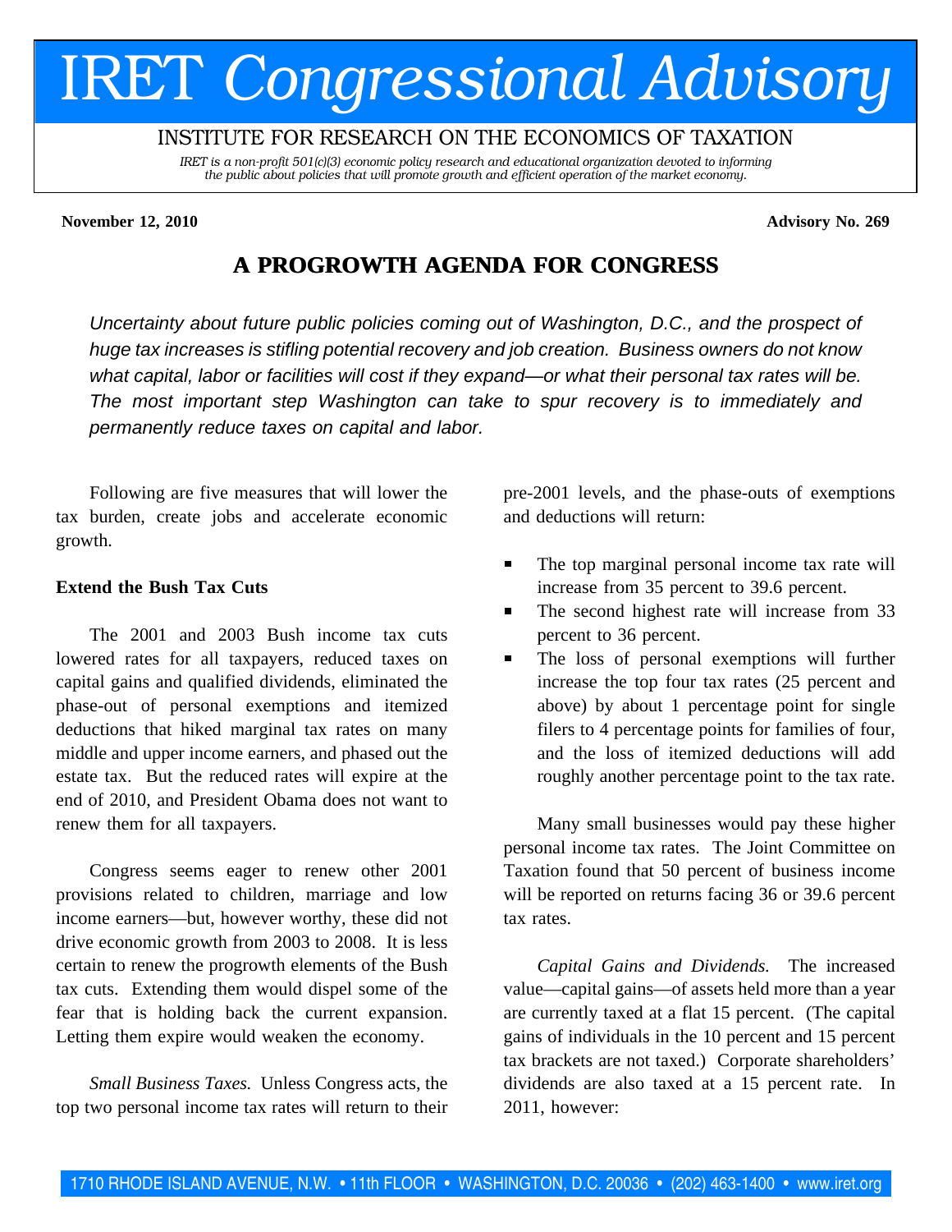# IRET *Congressional Advisory*

INSTITUTE FOR RESEARCH ON THE ECONOMICS OF TAXATION

*IRET is a non-profit 501(c)(3) economic policy research and educational organization devoted to informing the public about policies that will promote growth and efficient operation of the market economy.*

**November 12, 2010** **Advisory No. 269**

## A PROGROWTH AGENDA FOR CONGRESS

*Uncertainty about future public policies coming out of Washington, D.C., and the prospect of huge tax increases is stifling potential recovery and job creation. Business owners do not know what capital, labor or facilities will cost if they expand—or what their personal tax rates will be. The most important step Washington can take to spur recovery is to immediately and permanently reduce taxes on capital and labor.*

Following are five measures that will lower the tax burden, create jobs and accelerate economic growth.

### Extend the Bush Tax Cuts

The 2001 and 2003 Bush income tax cuts lowered rates for all taxpayers, reduced taxes on capital gains and qualified dividends, eliminated the phase-out of personal exemptions and itemized deductions that hiked marginal tax rates on many middle and upper income earners, and phased out the estate tax. But the reduced rates will expire at the end of 2010, and President Obama does not want to renew them for all taxpayers.

Congress seems eager to renew other 2001 provisions related to children, marriage and low income earners—but, however worthy, these did not drive economic growth from 2003 to 2008. It is less certain to renew the progrowth elements of the Bush tax cuts. Extending them would dispel some of the fear that is holding back the current expansion. Letting them expire would weaken the economy.

*Small Business Taxes.* Unless Congress acts, the top two personal income tax rates will return to their pre-2001 levels, and the phase-outs of exemptions and deductions will return:

- The top marginal personal income tax rate will increase from 35 percent to 39.6 percent.
- The second highest rate will increase from 33 percent to 36 percent.
- The loss of personal exemptions will further increase the top four tax rates (25 percent and above) by about 1 percentage point for single filers to 4 percentage points for families of four, and the loss of itemized deductions will add roughly another percentage point to the tax rate.

Many small businesses would pay these higher personal income tax rates. The Joint Committee on Taxation found that 50 percent of business income will be reported on returns facing 36 or 39.6 percent tax rates.

*Capital Gains and Dividends.* The increased value—capital gains—of assets held more than a year are currently taxed at a flat 15 percent. (The capital gains of individuals in the 10 percent and 15 percent tax brackets are not taxed.) Corporate shareholders' dividends are also taxed at a 15 percent rate. In 2011, however: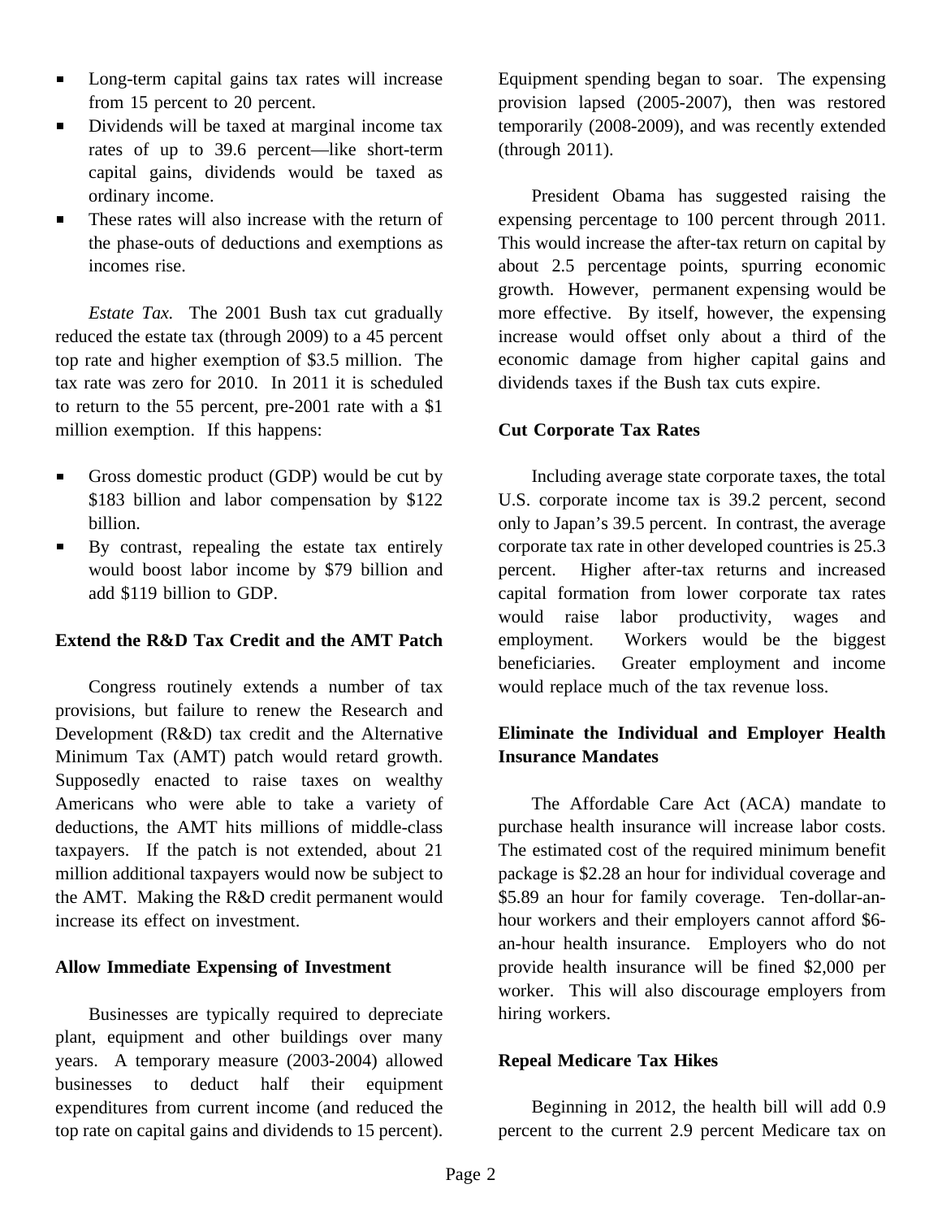- Long-term capital gains tax rates will increase from 15 percent to 20 percent.
- Dividends will be taxed at marginal income tax rates of up to 39.6 percent—like short-term capital gains, dividends would be taxed as ordinary income.
- These rates will also increase with the return of the phase-outs of deductions and exemptions as incomes rise.

*Estate Tax.* The 2001 Bush tax cut gradually reduced the estate tax (through 2009) to a 45 percent top rate and higher exemption of $3.5 million. The tax rate was zero for 2010. In 2011 it is scheduled to return to the 55 percent, pre-2001 rate with a $1 million exemption. If this happens:

- Gross domestic product (GDP) would be cut by $183 billion and labor compensation by $122 billion.
- By contrast, repealing the estate tax entirely would boost labor income by $79 billion and add $119 billion to GDP.

**Extend the R&D Tax Credit and the AMT Patch**

Congress routinely extends a number of tax provisions, but failure to renew the Research and Development (R&D) tax credit and the Alternative Minimum Tax (AMT) patch would retard growth. Supposedly enacted to raise taxes on wealthy Americans who were able to take a variety of deductions, the AMT hits millions of middle-class taxpayers. If the patch is not extended, about 21 million additional taxpayers would now be subject to the AMT. Making the R&D credit permanent would increase its effect on investment.

**Allow Immediate Expensing of Investment**

Businesses are typically required to depreciate plant, equipment and other buildings over many years. A temporary measure (2003-2004) allowed businesses to deduct half their equipment expenditures from current income (and reduced the top rate on capital gains and dividends to 15 percent). Equipment spending began to soar. The expensing provision lapsed (2005-2007), then was restored temporarily (2008-2009), and was recently extended (through 2011).

President Obama has suggested raising the expensing percentage to 100 percent through 2011. This would increase the after-tax return on capital by about 2.5 percentage points, spurring economic growth. However, permanent expensing would be more effective. By itself, however, the expensing increase would offset only about a third of the economic damage from higher capital gains and dividends taxes if the Bush tax cuts expire.

**Cut Corporate Tax Rates**

Including average state corporate taxes, the total U.S. corporate income tax is 39.2 percent, second only to Japan's 39.5 percent. In contrast, the average corporate tax rate in other developed countries is 25.3 percent. Higher after-tax returns and increased capital formation from lower corporate tax rates would raise labor productivity, wages and employment. Workers would be the biggest beneficiaries. Greater employment and income would replace much of the tax revenue loss.

**Eliminate the Individual and Employer Health Insurance Mandates**

The Affordable Care Act (ACA) mandate to purchase health insurance will increase labor costs. The estimated cost of the required minimum benefit package is $2.28 an hour for individual coverage and $5.89 an hour for family coverage. Ten-dollar-an-hour workers and their employers cannot afford $6-an-hour health insurance. Employers who do not provide health insurance will be fined $2,000 per worker. This will also discourage employers from hiring workers.

**Repeal Medicare Tax Hikes**

Beginning in 2012, the health bill will add 0.9 percent to the current 2.9 percent Medicare tax on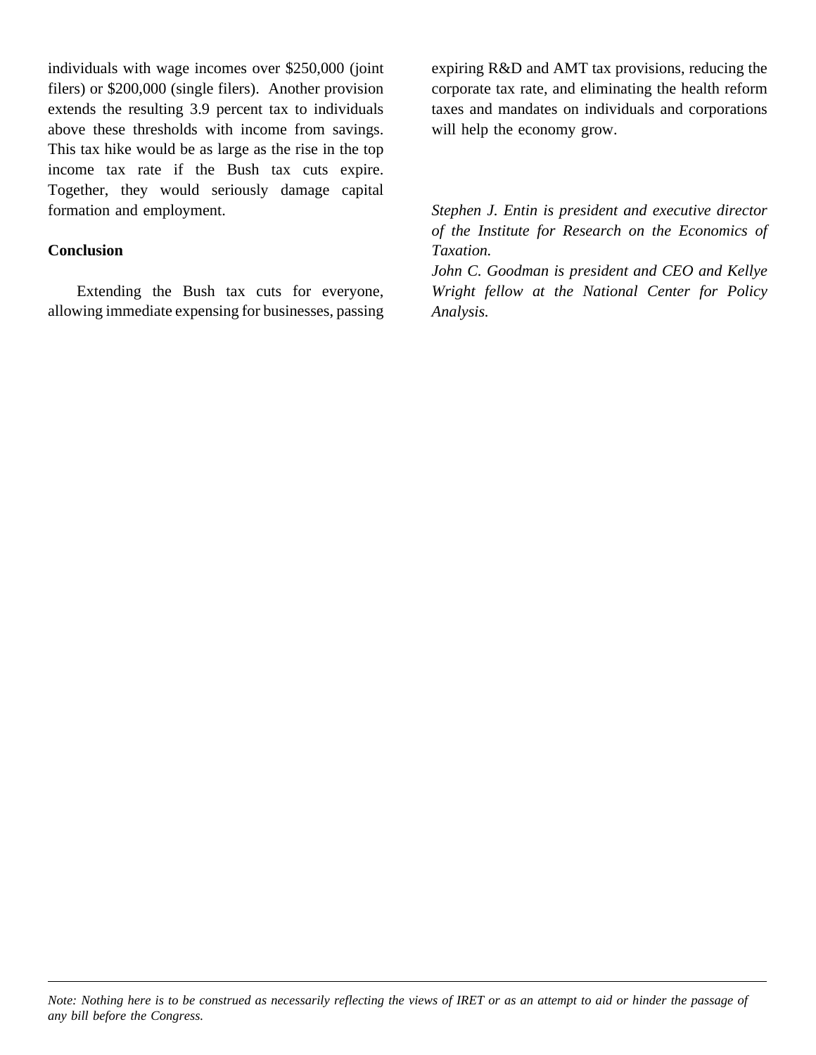individuals with wage incomes over $250,000 (joint filers) or $200,000 (single filers). Another provision extends the resulting 3.9 percent tax to individuals above these thresholds with income from savings. This tax hike would be as large as the rise in the top income tax rate if the Bush tax cuts expire. Together, they would seriously damage capital formation and employment.

**Conclusion**

Extending the Bush tax cuts for everyone, allowing immediate expensing for businesses, passing expiring R&D and AMT tax provisions, reducing the corporate tax rate, and eliminating the health reform taxes and mandates on individuals and corporations will help the economy grow.

*Stephen J. Entin is president and executive director of the Institute for Research on the Economics of Taxation.*

*John C. Goodman is president and CEO and Kellye Wright fellow at the National Center for Policy Analysis.*

---

*Note: Nothing here is to be construed as necessarily reflecting the views of IRET or as an attempt to aid or hinder the passage of any bill before the Congress.*